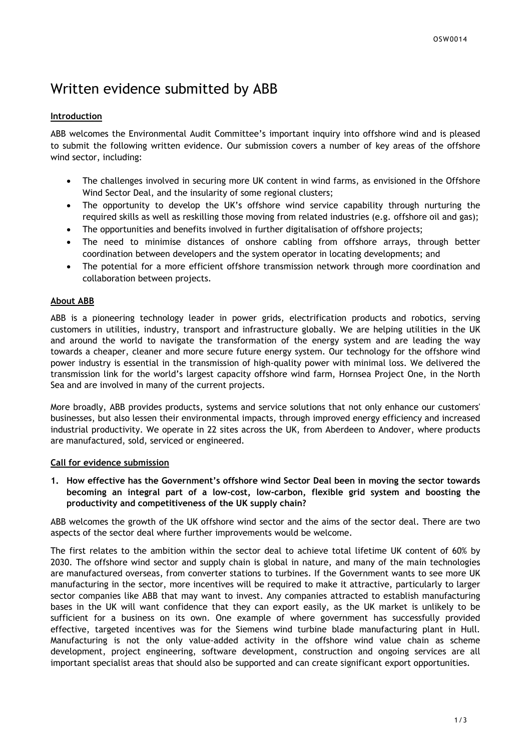# Written evidence submitted by ABB

## Introduction

ABB welcomes the Environmental Audit Committee's important inquiry into offshore wind and is pleased to submit the following written evidence. Our submission covers a number of key areas of the offshore wind sector, including:

- The challenges involved in securing more UK content in wind farms, as envisioned in the Offshore Wind Sector Deal, and the insularity of some regional clusters;
- The opportunity to develop the UK's offshore wind service capability through nurturing the required skills as well as reskilling those moving from related industries (e.g. offshore oil and gas);
- The opportunities and benefits involved in further digitalisation of offshore projects;
- The need to minimise distances of onshore cabling from offshore arrays, through better coordination between developers and the system operator in locating developments; and
- The potential for a more efficient offshore transmission network through more coordination and collaboration between projects.

## About ABB

ABB is a pioneering technology leader in power grids, electrification products and robotics, serving customers in utilities, industry, transport and infrastructure globally. We are helping utilities in the UK and around the world to navigate the transformation of the energy system and are leading the way towards a cheaper, cleaner and more secure future energy system. Our technology for the offshore wind power industry is essential in the transmission of high-quality power with minimal loss. We delivered the transmission link for the world's largest capacity offshore wind farm, Hornsea Project One, in the North Sea and are involved in many of the current projects.

More broadly, ABB provides products, systems and service solutions that not only enhance our customers' businesses, but also lessen their environmental impacts, through improved energy efficiency and increased industrial productivity. We operate in 22 sites across the UK, from Aberdeen to Andover, where products are manufactured, sold, serviced or engineered.

## Call for evidence submission

**1. How effective has the Government's offshore wind Sector Deal been in moving the sector towards becoming an integral part of a low-cost, low-carbon, flexible grid system and boosting the productivity and competitiveness of the UK supply chain?**

ABB welcomes the growth of the UK offshore wind sector and the aims of the sector deal. There are two aspects of the sector deal where further improvements would be welcome.

The first relates to the ambition within the sector deal to achieve total lifetime UK content of 60% by 2030. The offshore wind sector and supply chain is global in nature, and many of the main technologies are manufactured overseas, from converter stations to turbines. If the Government wants to see more UK manufacturing in the sector, more incentives will be required to make it attractive, particularly to larger sector companies like ABB that may want to invest. Any companies attracted to establish manufacturing bases in the UK will want confidence that they can export easily, as the UK market is unlikely to be sufficient for a business on its own. One example of where government has successfully provided effective, targeted incentives was for the Siemens wind turbine blade manufacturing plant in Hull. Manufacturing is not the only value-added activity in the offshore wind value chain as scheme development, project engineering, software development, construction and ongoing services are all important specialist areas that should also be supported and can create significant export opportunities.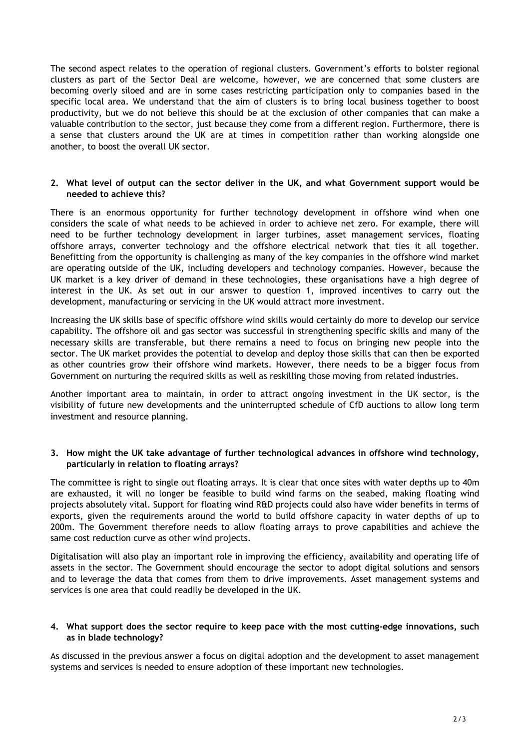The second aspect relates to the operation of regional clusters. Government's efforts to bolster regional clusters as part of the Sector Deal are welcome, however, we are concerned that some clusters are becoming overly siloed and are in some cases restricting participation only to companies based in the specific local area. We understand that the aim of clusters is to bring local business together to boost productivity, but we do not believe this should be at the exclusion of other companies that can make a valuable contribution to the sector, just because they come from a different region. Furthermore, there is a sense that clusters around the UK are at times in competition rather than working alongside one another, to boost the overall UK sector.

**2. What level of output can the sector deliver in the UK, and what Government support would be needed to achieve this?**

There is an enormous opportunity for further technology development in offshore wind when one considers the scale of what needs to be achieved in order to achieve net zero. For example, there will need to be further technology development in larger turbines, asset management services, floating offshore arrays, converter technology and the offshore electrical network that ties it all together. Benefitting from the opportunity is challenging as many of the key companies in the offshore wind market are operating outside of the UK, including developers and technology companies. However, because the UK market is a key driver of demand in these technologies, these organisations have a high degree of interest in the UK. As set out in our answer to question 1, improved incentives to carry out the development, manufacturing or servicing in the UK would attract more investment.

Increasing the UK skills base of specific offshore wind skills would certainly do more to develop our service capability. The offshore oil and gas sector was successful in strengthening specific skills and many of the necessary skills are transferable, but there remains a need to focus on bringing new people into the sector. The UK market provides the potential to develop and deploy those skills that can then be exported as other countries grow their offshore wind markets. However, there needs to be a bigger focus from Government on nurturing the required skills as well as reskilling those moving from related industries.

Another important area to maintain, in order to attract ongoing investment in the UK sector, is the visibility of future new developments and the uninterrupted schedule of CfD auctions to allow long term investment and resource planning.

**3. How might the UK take advantage of further technological advances in offshore wind technology, particularly in relation to floating arrays?**

The committee is right to single out floating arrays. It is clear that once sites with water depths up to 40m are exhausted, it will no longer be feasible to build wind farms on the seabed, making floating wind projects absolutely vital. Support for floating wind R&D projects could also have wider benefits in terms of exports, given the requirements around the world to build offshore capacity in water depths of up to 200m. The Government therefore needs to allow floating arrays to prove capabilities and achieve the same cost reduction curve as other wind projects.

Digitalisation will also play an important role in improving the efficiency, availability and operating life of assets in the sector. The Government should encourage the sector to adopt digital solutions and sensors and to leverage the data that comes from them to drive improvements. Asset management systems and services is one area that could readily be developed in the UK.

**4. What support does the sector require to keep pace with the most cutting-edge innovations, such as in blade technology?**

As discussed in the previous answer a focus on digital adoption and the development to asset management systems and services is needed to ensure adoption of these important new technologies.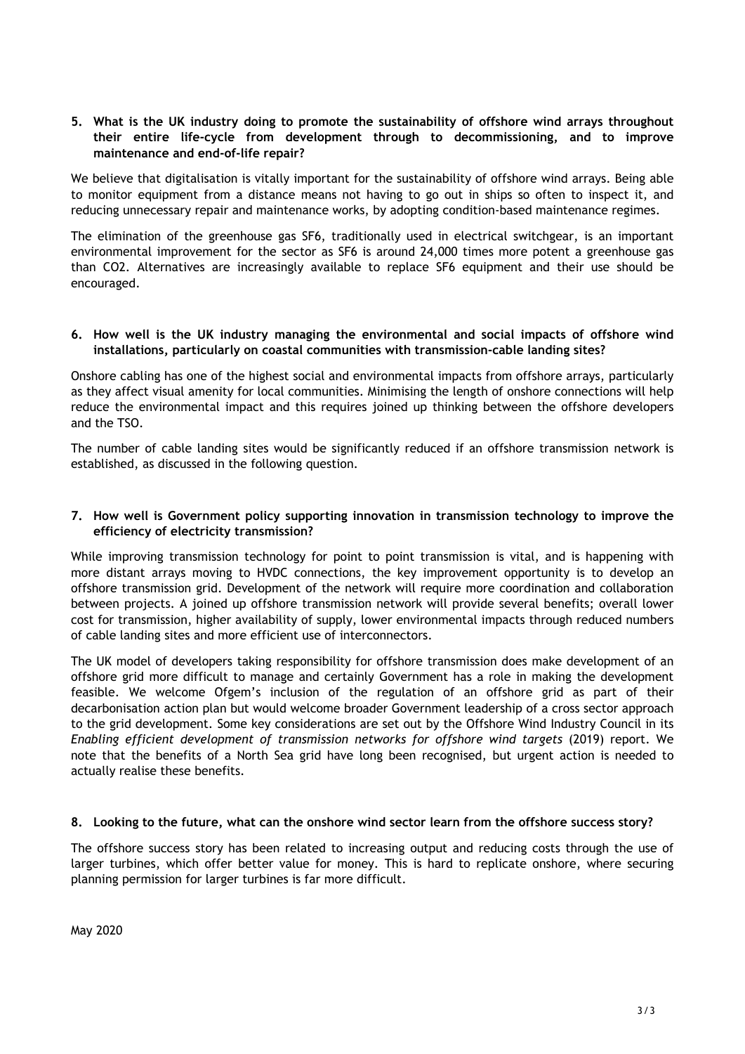**5. What is the UK industry doing to promote the sustainability of offshore wind arrays throughout their entire life-cycle from development through to decommissioning, and to improve maintenance and end-of-life repair?**

We believe that digitalisation is vitally important for the sustainability of offshore wind arrays. Being able to monitor equipment from a distance means not having to go out in ships so often to inspect it, and reducing unnecessary repair and maintenance works, by adopting condition-based maintenance regimes.

The elimination of the greenhouse gas $SF_6$, traditionally used in electrical switchgear, is an important environmental improvement for the sector as $SF_6$ is around 24,000 times more potent a greenhouse gas than $CO_2$. Alternatives are increasingly available to replace $SF_6$ equipment and their use should be encouraged.

**6. How well is the UK industry managing the environmental and social impacts of offshore wind installations, particularly on coastal communities with transmission-cable landing sites?**

Onshore cabling has one of the highest social and environmental impacts from offshore arrays, particularly as they affect visual amenity for local communities. Minimising the length of onshore connections will help reduce the environmental impact and this requires joined up thinking between the offshore developers and the TSO.

The number of cable landing sites would be significantly reduced if an offshore transmission network is established, as discussed in the following question.

**7. How well is Government policy supporting innovation in transmission technology to improve the efficiency of electricity transmission?**

While improving transmission technology for point to point transmission is vital, and is happening with more distant arrays moving to HVDC connections, the key improvement opportunity is to develop an offshore transmission grid. Development of the network will require more coordination and collaboration between projects. A joined up offshore transmission network will provide several benefits; overall lower cost for transmission, higher availability of supply, lower environmental impacts through reduced numbers of cable landing sites and more efficient use of interconnectors.

The UK model of developers taking responsibility for offshore transmission does make development of an offshore grid more difficult to manage and certainly Government has a role in making the development feasible. We welcome Ofgem's inclusion of the regulation of an offshore grid as part of their decarbonisation action plan but would welcome broader Government leadership of a cross sector approach to the grid development. Some key considerations are set out by the Offshore Wind Industry Council in its *Enabling efficient development of transmission networks for offshore wind targets* (2019) report. We note that the benefits of a North Sea grid have long been recognised, but urgent action is needed to actually realise these benefits.

**8. Looking to the future, what can the onshore wind sector learn from the offshore success story?**

The offshore success story has been related to increasing output and reducing costs through the use of larger turbines, which offer better value for money. This is hard to replicate onshore, where securing planning permission for larger turbines is far more difficult.

May 2020